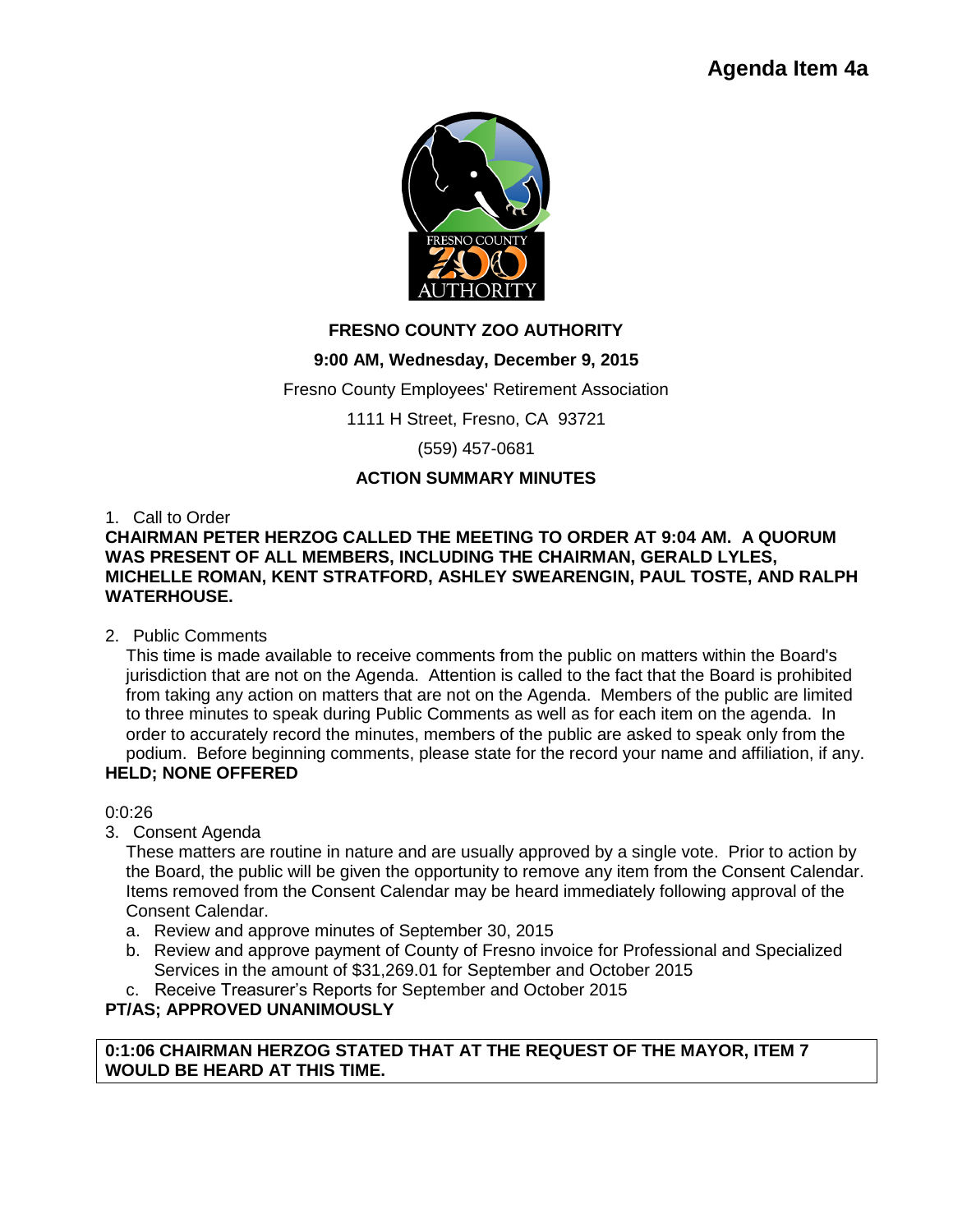**Agenda Item 4a**

**FRESNO COUNTY ZOO AUTHORITY**

**9:00 AM, Wednesday, December 9, 2015**

Fresno County Employees' Retirement Association

1111 H Street, Fresno, CA 93721

(559) 457-0681

**ACTION SUMMARY MINUTES**

1. Call to Order

**CHAIRMAN PETER HERZOG CALLED THE MEETING TO ORDER AT 9:04 AM. A QUORUM WAS PRESENT OF ALL MEMBERS, INCLUDING THE CHAIRMAN, GERALD LYLES, MICHELLE ROMAN, KENT STRATFORD, ASHLEY SWEARENGIN, PAUL TOSTE, AND RALPH WATERHOUSE.**

2. Public Comments

   This time is made available to receive comments from the public on matters within the Board's jurisdiction that are not on the Agenda. Attention is called to the fact that the Board is prohibited from taking any action on matters that are not on the Agenda. Members of the public are limited to three minutes to speak during Public Comments as well as for each item on the agenda. In order to accurately record the minutes, members of the public are asked to speak only from the podium. Before beginning comments, please state for the record your name and affiliation, if any.

**HELD; NONE OFFERED**

0:0:26

3. Consent Agenda

   These matters are routine in nature and are usually approved by a single vote. Prior to action by the Board, the public will be given the opportunity to remove any item from the Consent Calendar. Items removed from the Consent Calendar may be heard immediately following approval of the Consent Calendar.

   a. Review and approve minutes of September 30, 2015
   b. Review and approve payment of County of Fresno invoice for Professional and Specialized Services in the amount of $31,269.01 for September and October 2015
   c. Receive Treasurer's Reports for September and October 2015

**PT/AS; APPROVED UNANIMOUSLY**

**0:1:06 CHAIRMAN HERZOG STATED THAT AT THE REQUEST OF THE MAYOR, ITEM 7 WOULD BE HEARD AT THIS TIME.**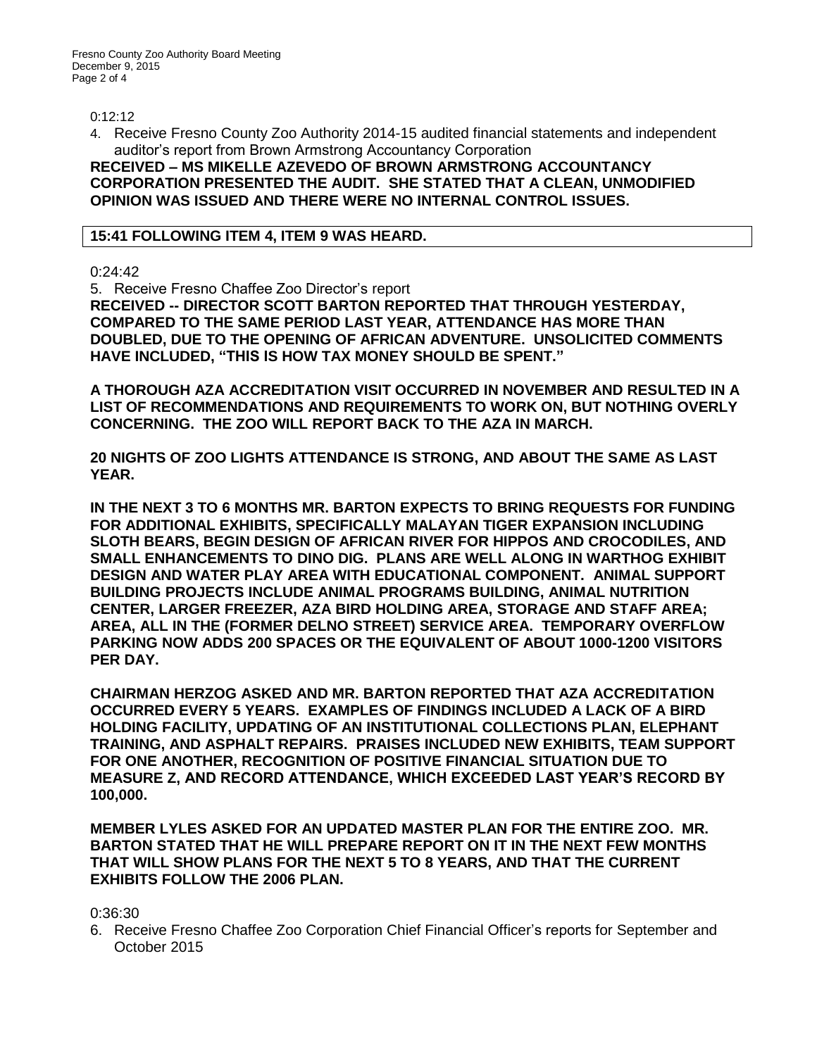0:12:12

4. Receive Fresno County Zoo Authority 2014-15 audited financial statements and independent auditor's report from Brown Armstrong Accountancy Corporation

**RECEIVED – MS MIKELLE AZEVEDO OF BROWN ARMSTRONG ACCOUNTANCY CORPORATION PRESENTED THE AUDIT. SHE STATED THAT A CLEAN, UNMODIFIED OPINION WAS ISSUED AND THERE WERE NO INTERNAL CONTROL ISSUES.**

**15:41 FOLLOWING ITEM 4, ITEM 9 WAS HEARD.**

0:24:42

5. Receive Fresno Chaffee Zoo Director's report

**RECEIVED -- DIRECTOR SCOTT BARTON REPORTED THAT THROUGH YESTERDAY, COMPARED TO THE SAME PERIOD LAST YEAR, ATTENDANCE HAS MORE THAN DOUBLED, DUE TO THE OPENING OF AFRICAN ADVENTURE. UNSOLICITED COMMENTS HAVE INCLUDED, "THIS IS HOW TAX MONEY SHOULD BE SPENT."**

**A THOROUGH AZA ACCREDITATION VISIT OCCURRED IN NOVEMBER AND RESULTED IN A LIST OF RECOMMENDATIONS AND REQUIREMENTS TO WORK ON, BUT NOTHING OVERLY CONCERNING. THE ZOO WILL REPORT BACK TO THE AZA IN MARCH.**

**20 NIGHTS OF ZOO LIGHTS ATTENDANCE IS STRONG, AND ABOUT THE SAME AS LAST YEAR.**

**IN THE NEXT 3 TO 6 MONTHS MR. BARTON EXPECTS TO BRING REQUESTS FOR FUNDING FOR ADDITIONAL EXHIBITS, SPECIFICALLY MALAYAN TIGER EXPANSION INCLUDING SLOTH BEARS, BEGIN DESIGN OF AFRICAN RIVER FOR HIPPOS AND CROCODILES, AND SMALL ENHANCEMENTS TO DINO DIG. PLANS ARE WELL ALONG IN WARTHOG EXHIBIT DESIGN AND WATER PLAY AREA WITH EDUCATIONAL COMPONENT. ANIMAL SUPPORT BUILDING PROJECTS INCLUDE ANIMAL PROGRAMS BUILDING, ANIMAL NUTRITION CENTER, LARGER FREEZER, AZA BIRD HOLDING AREA, STORAGE AND STAFF AREA; AREA, ALL IN THE (FORMER DELNO STREET) SERVICE AREA. TEMPORARY OVERFLOW PARKING NOW ADDS 200 SPACES OR THE EQUIVALENT OF ABOUT 1000-1200 VISITORS PER DAY.**

**CHAIRMAN HERZOG ASKED AND MR. BARTON REPORTED THAT AZA ACCREDITATION OCCURRED EVERY 5 YEARS. EXAMPLES OF FINDINGS INCLUDED A LACK OF A BIRD HOLDING FACILITY, UPDATING OF AN INSTITUTIONAL COLLECTIONS PLAN, ELEPHANT TRAINING, AND ASPHALT REPAIRS. PRAISES INCLUDED NEW EXHIBITS, TEAM SUPPORT FOR ONE ANOTHER, RECOGNITION OF POSITIVE FINANCIAL SITUATION DUE TO MEASURE Z, AND RECORD ATTENDANCE, WHICH EXCEEDED LAST YEAR'S RECORD BY 100,000.**

**MEMBER LYLES ASKED FOR AN UPDATED MASTER PLAN FOR THE ENTIRE ZOO. MR. BARTON STATED THAT HE WILL PREPARE REPORT ON IT IN THE NEXT FEW MONTHS THAT WILL SHOW PLANS FOR THE NEXT 5 TO 8 YEARS, AND THAT THE CURRENT EXHIBITS FOLLOW THE 2006 PLAN.**

0:36:30

6. Receive Fresno Chaffee Zoo Corporation Chief Financial Officer's reports for September and October 2015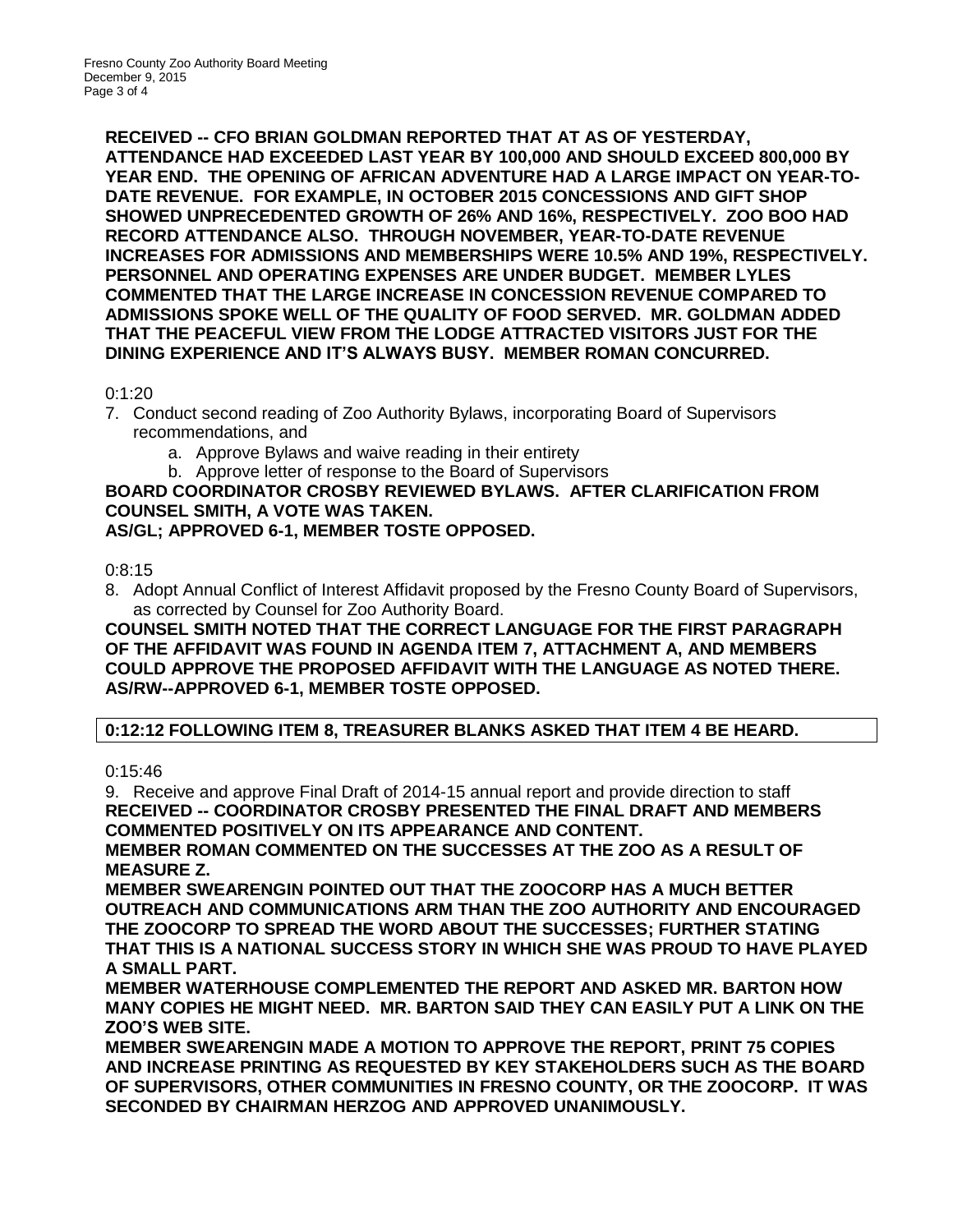**RECEIVED -- CFO BRIAN GOLDMAN REPORTED THAT AT AS OF YESTERDAY, ATTENDANCE HAD EXCEEDED LAST YEAR BY 100,000 AND SHOULD EXCEED 800,000 BY YEAR END. THE OPENING OF AFRICAN ADVENTURE HAD A LARGE IMPACT ON YEAR-TO-DATE REVENUE. FOR EXAMPLE, IN OCTOBER 2015 CONCESSIONS AND GIFT SHOP SHOWED UNPRECEDENTED GROWTH OF 26% AND 16%, RESPECTIVELY. ZOO BOO HAD RECORD ATTENDANCE ALSO. THROUGH NOVEMBER, YEAR-TO-DATE REVENUE INCREASES FOR ADMISSIONS AND MEMBERSHIPS WERE 10.5% AND 19%, RESPECTIVELY. PERSONNEL AND OPERATING EXPENSES ARE UNDER BUDGET. MEMBER LYLES COMMENTED THAT THE LARGE INCREASE IN CONCESSION REVENUE COMPARED TO ADMISSIONS SPOKE WELL OF THE QUALITY OF FOOD SERVED. MR. GOLDMAN ADDED THAT THE PEACEFUL VIEW FROM THE LODGE ATTRACTED VISITORS JUST FOR THE DINING EXPERIENCE AND IT'S ALWAYS BUSY. MEMBER ROMAN CONCURRED.**

0:1:20

7. Conduct second reading of Zoo Authority Bylaws, incorporating Board of Supervisors recommendations, and
   a. Approve Bylaws and waive reading in their entirety
   b. Approve letter of response to the Board of Supervisors

**BOARD COORDINATOR CROSBY REVIEWED BYLAWS. AFTER CLARIFICATION FROM COUNSEL SMITH, A VOTE WAS TAKEN.**
**AS/GL; APPROVED 6-1, MEMBER TOSTE OPPOSED.**

0:8:15

8. Adopt Annual Conflict of Interest Affidavit proposed by the Fresno County Board of Supervisors, as corrected by Counsel for Zoo Authority Board.

**COUNSEL SMITH NOTED THAT THE CORRECT LANGUAGE FOR THE FIRST PARAGRAPH OF THE AFFIDAVIT WAS FOUND IN AGENDA ITEM 7, ATTACHMENT A, AND MEMBERS COULD APPROVE THE PROPOSED AFFIDAVIT WITH THE LANGUAGE AS NOTED THERE.**
**AS/RW--APPROVED 6-1, MEMBER TOSTE OPPOSED.**

**0:12:12 FOLLOWING ITEM 8, TREASURER BLANKS ASKED THAT ITEM 4 BE HEARD.**

0:15:46

9. Receive and approve Final Draft of 2014-15 annual report and provide direction to staff

**RECEIVED -- COORDINATOR CROSBY PRESENTED THE FINAL DRAFT AND MEMBERS COMMENTED POSITIVELY ON ITS APPEARANCE AND CONTENT.**

**MEMBER ROMAN COMMENTED ON THE SUCCESSES AT THE ZOO AS A RESULT OF MEASURE Z.**

**MEMBER SWEARENGIN POINTED OUT THAT THE ZOOCORP HAS A MUCH BETTER OUTREACH AND COMMUNICATIONS ARM THAN THE ZOO AUTHORITY AND ENCOURAGED THE ZOOCORP TO SPREAD THE WORD ABOUT THE SUCCESSES; FURTHER STATING THAT THIS IS A NATIONAL SUCCESS STORY IN WHICH SHE WAS PROUD TO HAVE PLAYED A SMALL PART.**

**MEMBER WATERHOUSE COMPLEMENTED THE REPORT AND ASKED MR. BARTON HOW MANY COPIES HE MIGHT NEED. MR. BARTON SAID THEY CAN EASILY PUT A LINK ON THE ZOO'S WEB SITE.**

**MEMBER SWEARENGIN MADE A MOTION TO APPROVE THE REPORT, PRINT 75 COPIES AND INCREASE PRINTING AS REQUESTED BY KEY STAKEHOLDERS SUCH AS THE BOARD OF SUPERVISORS, OTHER COMMUNITIES IN FRESNO COUNTY, OR THE ZOOCORP. IT WAS SECONDED BY CHAIRMAN HERZOG AND APPROVED UNANIMOUSLY.**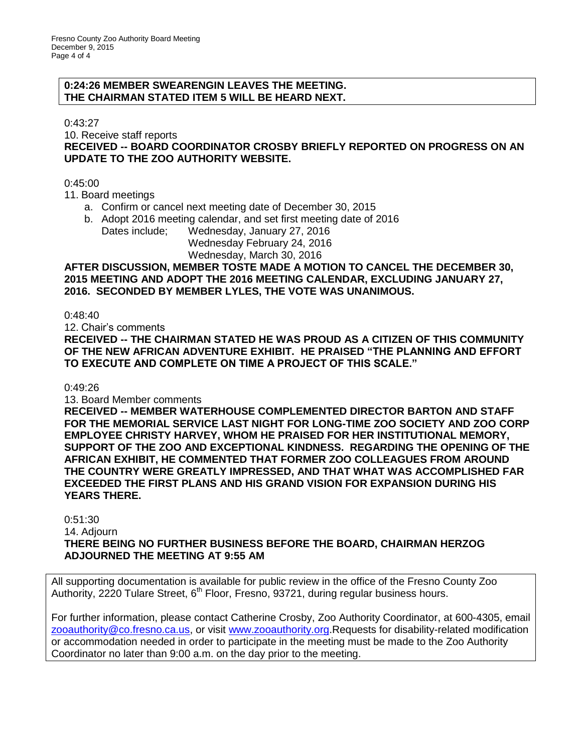**0:24:26 MEMBER SWEARENGIN LEAVES THE MEETING.**
**THE CHAIRMAN STATED ITEM 5 WILL BE HEARD NEXT.**

0:43:27

10. Receive staff reports

**RECEIVED -- BOARD COORDINATOR CROSBY BRIEFLY REPORTED ON PROGRESS ON AN UPDATE TO THE ZOO AUTHORITY WEBSITE.**

0:45:00

11. Board meetings
    a. Confirm or cancel next meeting date of December 30, 2015
    b. Adopt 2016 meeting calendar, and set first meeting date of 2016
       Dates include; Wednesday, January 27, 2016
       Wednesday February 24, 2016
       Wednesday, March 30, 2016

**AFTER DISCUSSION, MEMBER TOSTE MADE A MOTION TO CANCEL THE DECEMBER 30, 2015 MEETING AND ADOPT THE 2016 MEETING CALENDAR, EXCLUDING JANUARY 27, 2016. SECONDED BY MEMBER LYLES, THE VOTE WAS UNANIMOUS.**

0:48:40

12. Chair's comments

**RECEIVED -- THE CHAIRMAN STATED HE WAS PROUD AS A CITIZEN OF THIS COMMUNITY OF THE NEW AFRICAN ADVENTURE EXHIBIT. HE PRAISED "THE PLANNING AND EFFORT TO EXECUTE AND COMPLETE ON TIME A PROJECT OF THIS SCALE."**

0:49:26

13. Board Member comments

**RECEIVED -- MEMBER WATERHOUSE COMPLEMENTED DIRECTOR BARTON AND STAFF FOR THE MEMORIAL SERVICE LAST NIGHT FOR LONG-TIME ZOO SOCIETY AND ZOO CORP EMPLOYEE CHRISTY HARVEY, WHOM HE PRAISED FOR HER INSTITUTIONAL MEMORY, SUPPORT OF THE ZOO AND EXCEPTIONAL KINDNESS. REGARDING THE OPENING OF THE AFRICAN EXHIBIT, HE COMMENTED THAT FORMER ZOO COLLEAGUES FROM AROUND THE COUNTRY WERE GREATLY IMPRESSED, AND THAT WHAT WAS ACCOMPLISHED FAR EXCEEDED THE FIRST PLANS AND HIS GRAND VISION FOR EXPANSION DURING HIS YEARS THERE.**

0:51:30

14. Adjourn

**THERE BEING NO FURTHER BUSINESS BEFORE THE BOARD, CHAIRMAN HERZOG ADJOURNED THE MEETING AT 9:55 AM**

All supporting documentation is available for public review in the office of the Fresno County Zoo Authority, 2220 Tulare Street, 6th Floor, Fresno, 93721, during regular business hours.

For further information, please contact Catherine Crosby, Zoo Authority Coordinator, at 600-4305, email zooauthority@co.fresno.ca.us, or visit www.zooauthority.org. Requests for disability-related modification or accommodation needed in order to participate in the meeting must be made to the Zoo Authority Coordinator no later than 9:00 a.m. on the day prior to the meeting.